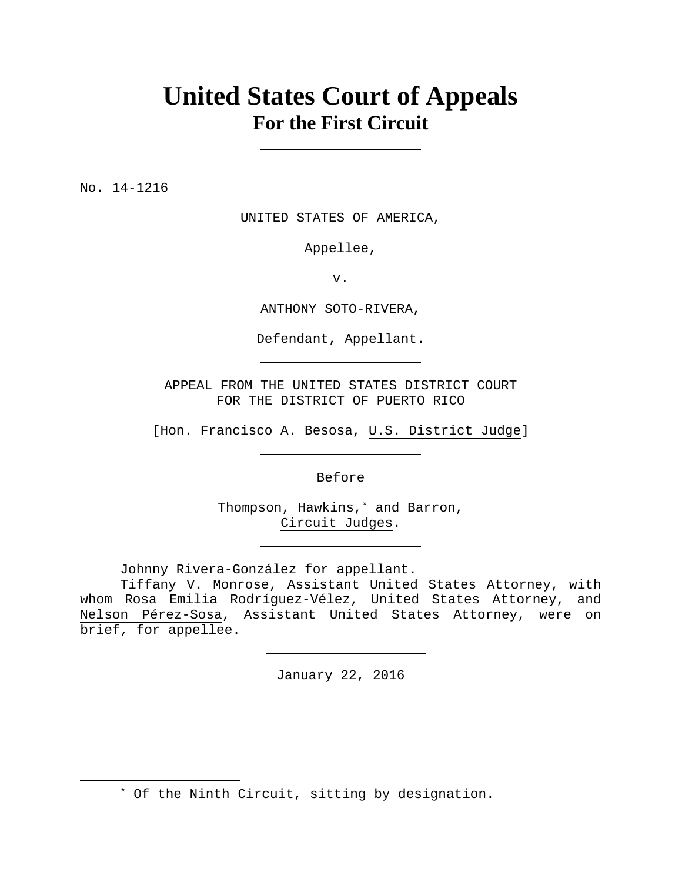# United States Court of Appeals
## For the First Circuit

---

No. 14-1216

UNITED STATES OF AMERICA,

Appellee,

v.

ANTHONY SOTO-RIVERA,

Defendant, Appellant.

---

APPEAL FROM THE UNITED STATES DISTRICT COURT
FOR THE DISTRICT OF PUERTO RICO

[Hon. Francisco A. Besosa, U.S. District Judge]

---

Before

Thompson, Hawkins,* and Barron,
Circuit Judges.

---

Johnny Rivera-González for appellant.
Tiffany V. Monrose, Assistant United States Attorney, with whom Rosa Emilia Rodríguez-Vélez, United States Attorney, and Nelson Pérez-Sosa, Assistant United States Attorney, were on brief, for appellee.

---

January 22, 2016

---

* Of the Ninth Circuit, sitting by designation.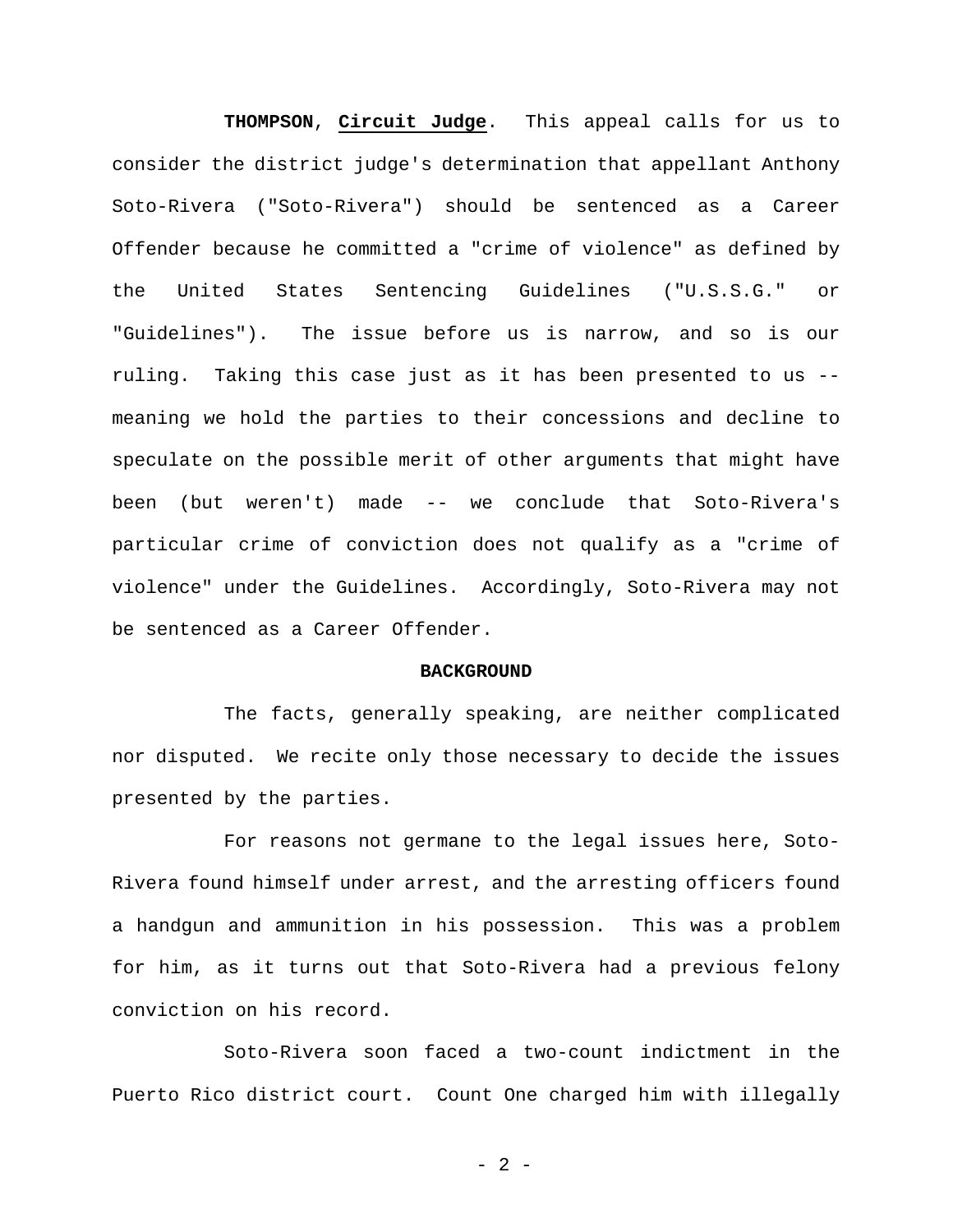**THOMPSON**, **Circuit Judge**. This appeal calls for us to consider the district judge's determination that appellant Anthony Soto-Rivera ("Soto-Rivera") should be sentenced as a Career Offender because he committed a "crime of violence" as defined by the United States Sentencing Guidelines ("U.S.S.G." or "Guidelines"). The issue before us is narrow, and so is our ruling. Taking this case just as it has been presented to us -- meaning we hold the parties to their concessions and decline to speculate on the possible merit of other arguments that might have been (but weren't) made -- we conclude that Soto-Rivera's particular crime of conviction does not qualify as a "crime of violence" under the Guidelines. Accordingly, Soto-Rivera may not be sentenced as a Career Offender.

## BACKGROUND

The facts, generally speaking, are neither complicated nor disputed. We recite only those necessary to decide the issues presented by the parties.

For reasons not germane to the legal issues here, Soto-Rivera found himself under arrest, and the arresting officers found a handgun and ammunition in his possession. This was a problem for him, as it turns out that Soto-Rivera had a previous felony conviction on his record.

Soto-Rivera soon faced a two-count indictment in the Puerto Rico district court. Count One charged him with illegally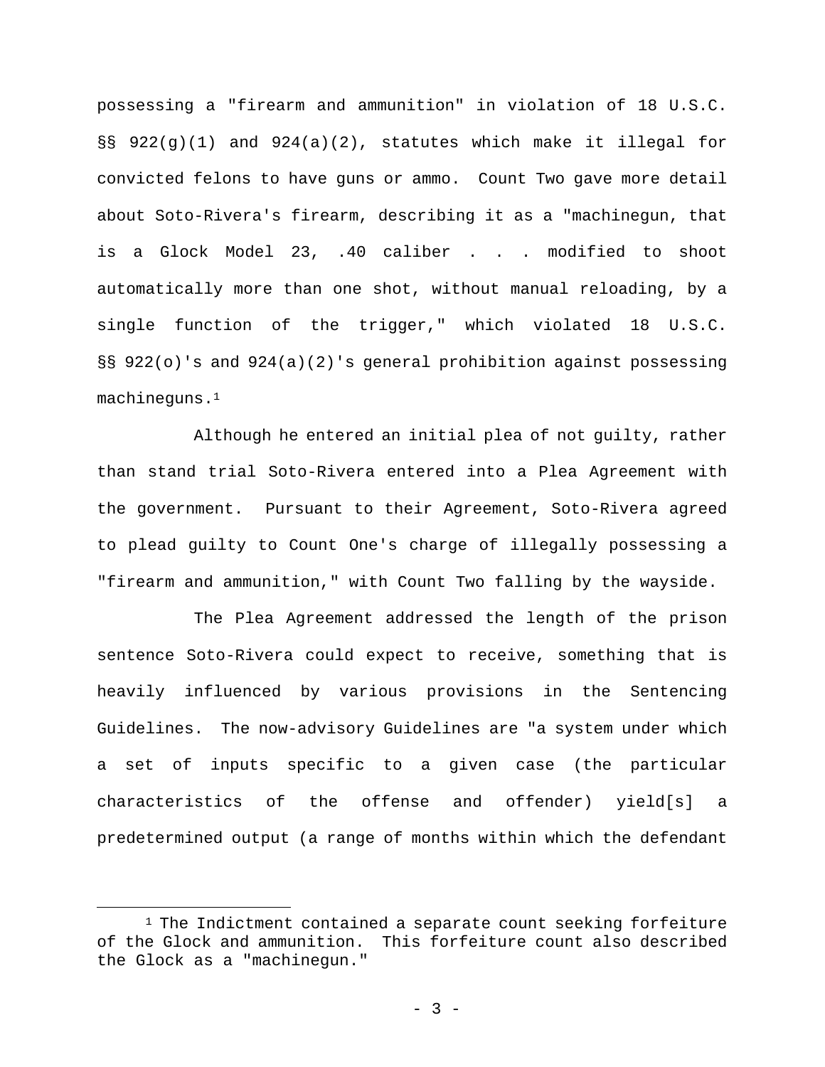possessing a "firearm and ammunition" in violation of 18 U.S.C. §§ 922(g)(1) and 924(a)(2), statutes which make it illegal for convicted felons to have guns or ammo. Count Two gave more detail about Soto-Rivera's firearm, describing it as a "machinegun, that is a Glock Model 23, .40 caliber . . . modified to shoot automatically more than one shot, without manual reloading, by a single function of the trigger," which violated 18 U.S.C. §§ 922(o)'s and 924(a)(2)'s general prohibition against possessing machineguns.[1]

Although he entered an initial plea of not guilty, rather than stand trial Soto-Rivera entered into a Plea Agreement with the government. Pursuant to their Agreement, Soto-Rivera agreed to plead guilty to Count One's charge of illegally possessing a "firearm and ammunition," with Count Two falling by the wayside.

The Plea Agreement addressed the length of the prison sentence Soto-Rivera could expect to receive, something that is heavily influenced by various provisions in the Sentencing Guidelines. The now-advisory Guidelines are "a system under which a set of inputs specific to a given case (the particular characteristics of the offense and offender) yield[s] a predetermined output (a range of months within which the defendant

---

[1] The Indictment contained a separate count seeking forfeiture of the Glock and ammunition. This forfeiture count also described the Glock as a "machinegun."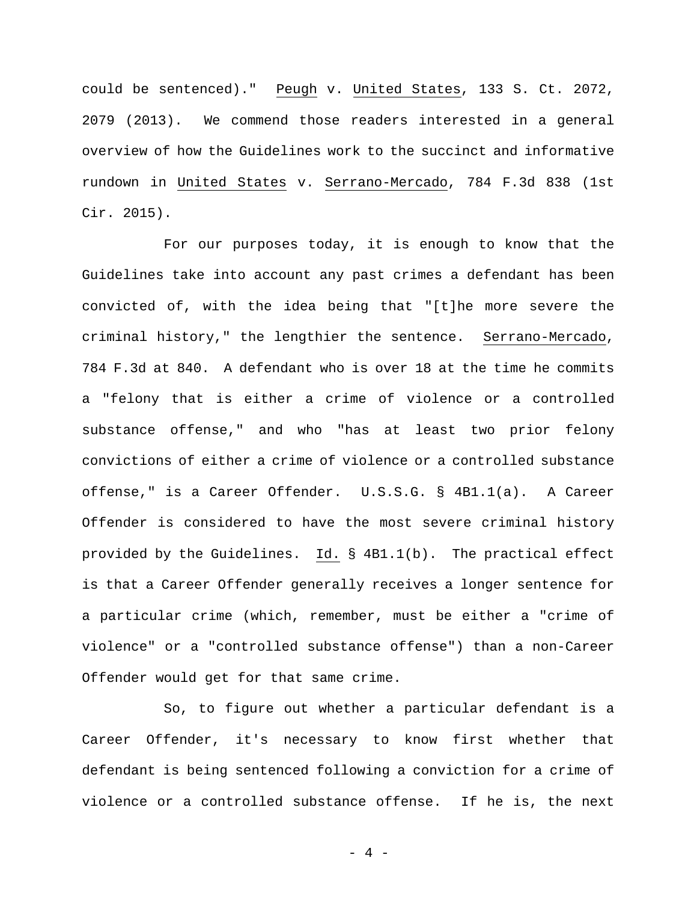could be sentenced)." _Peugh_ v. _United States_, 133 S. Ct. 2072, 2079 (2013). We commend those readers interested in a general overview of how the Guidelines work to the succinct and informative rundown in _United States_ v. _Serrano-Mercado_, 784 F.3d 838 (1st Cir. 2015).

For our purposes today, it is enough to know that the Guidelines take into account any past crimes a defendant has been convicted of, with the idea being that "[t]he more severe the criminal history," the lengthier the sentence. _Serrano-Mercado_, 784 F.3d at 840. A defendant who is over 18 at the time he commits a "felony that is either a crime of violence or a controlled substance offense," and who "has at least two prior felony convictions of either a crime of violence or a controlled substance offense," is a Career Offender. U.S.S.G. § 4B1.1(a). A Career Offender is considered to have the most severe criminal history provided by the Guidelines. _Id._ § 4B1.1(b). The practical effect is that a Career Offender generally receives a longer sentence for a particular crime (which, remember, must be either a "crime of violence" or a "controlled substance offense") than a non-Career Offender would get for that same crime.

So, to figure out whether a particular defendant is a Career Offender, it's necessary to know first whether that defendant is being sentenced following a conviction for a crime of violence or a controlled substance offense. If he is, the next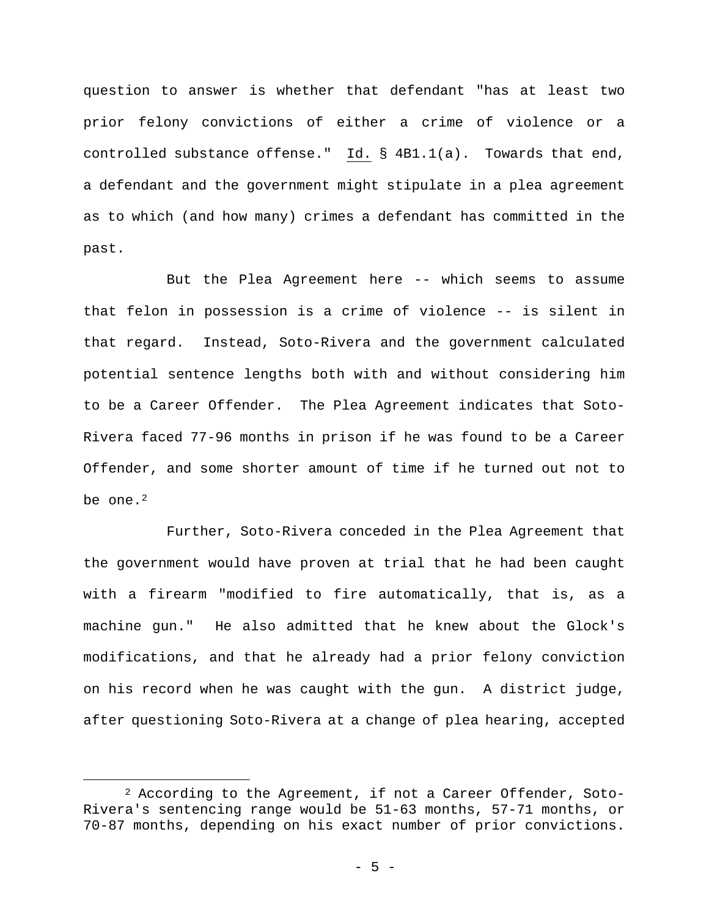question to answer is whether that defendant "has at least two prior felony convictions of either a crime of violence or a controlled substance offense." Id. § 4B1.1(a). Towards that end, a defendant and the government might stipulate in a plea agreement as to which (and how many) crimes a defendant has committed in the past.

But the Plea Agreement here -- which seems to assume that felon in possession is a crime of violence -- is silent in that regard. Instead, Soto-Rivera and the government calculated potential sentence lengths both with and without considering him to be a Career Offender. The Plea Agreement indicates that Soto-Rivera faced 77-96 months in prison if he was found to be a Career Offender, and some shorter amount of time if he turned out not to be one.[2]

Further, Soto-Rivera conceded in the Plea Agreement that the government would have proven at trial that he had been caught with a firearm "modified to fire automatically, that is, as a machine gun." He also admitted that he knew about the Glock's modifications, and that he already had a prior felony conviction on his record when he was caught with the gun. A district judge, after questioning Soto-Rivera at a change of plea hearing, accepted

---

[2] According to the Agreement, if not a Career Offender, Soto-Rivera's sentencing range would be 51-63 months, 57-71 months, or 70-87 months, depending on his exact number of prior convictions.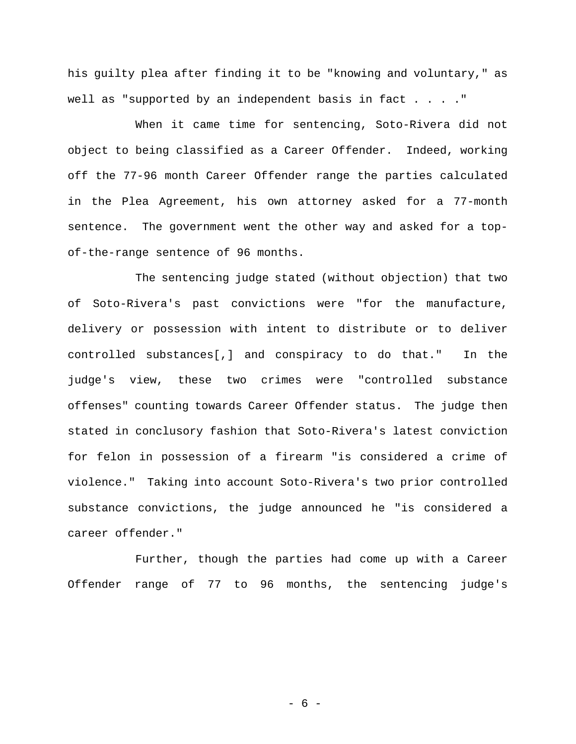his guilty plea after finding it to be "knowing and voluntary," as well as "supported by an independent basis in fact . . . ."

When it came time for sentencing, Soto-Rivera did not object to being classified as a Career Offender. Indeed, working off the 77-96 month Career Offender range the parties calculated in the Plea Agreement, his own attorney asked for a 77-month sentence. The government went the other way and asked for a top-of-the-range sentence of 96 months.

The sentencing judge stated (without objection) that two of Soto-Rivera's past convictions were "for the manufacture, delivery or possession with intent to distribute or to deliver controlled substances[,] and conspiracy to do that." In the judge's view, these two crimes were "controlled substance offenses" counting towards Career Offender status. The judge then stated in conclusory fashion that Soto-Rivera's latest conviction for felon in possession of a firearm "is considered a crime of violence." Taking into account Soto-Rivera's two prior controlled substance convictions, the judge announced he "is considered a career offender."

Further, though the parties had come up with a Career Offender range of 77 to 96 months, the sentencing judge's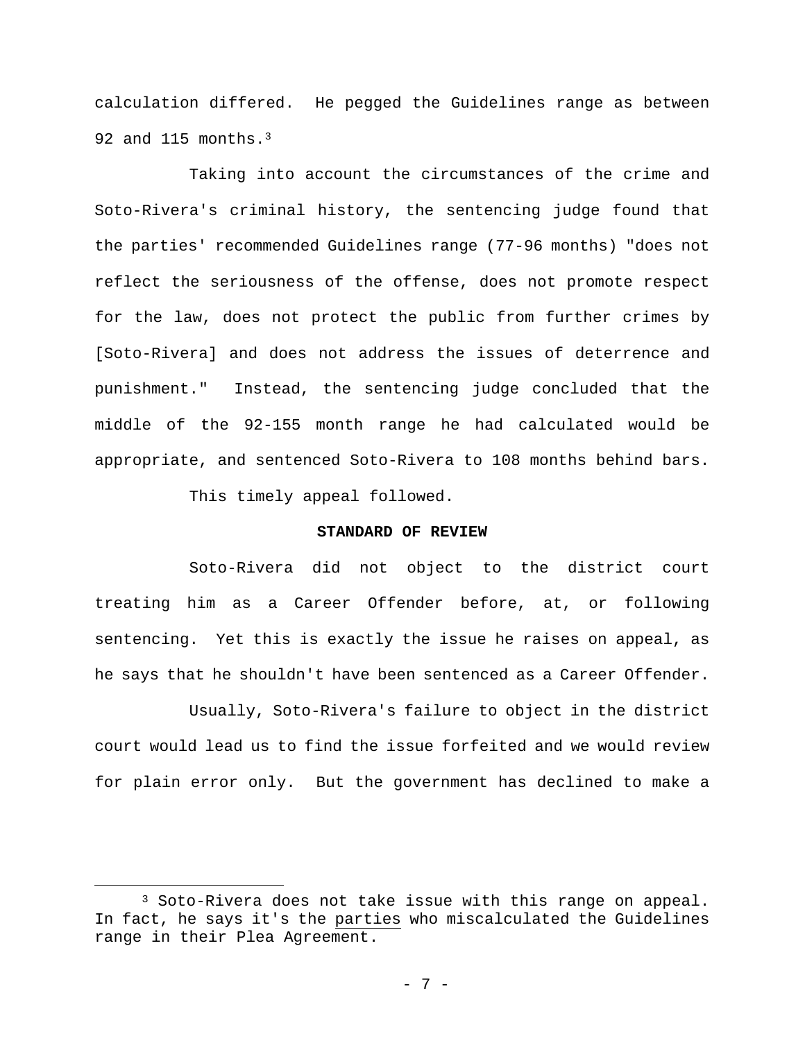calculation differed. He pegged the Guidelines range as between 92 and 115 months.[3]

Taking into account the circumstances of the crime and Soto-Rivera's criminal history, the sentencing judge found that the parties' recommended Guidelines range (77-96 months) "does not reflect the seriousness of the offense, does not promote respect for the law, does not protect the public from further crimes by [Soto-Rivera] and does not address the issues of deterrence and punishment." Instead, the sentencing judge concluded that the middle of the 92-155 month range he had calculated would be appropriate, and sentenced Soto-Rivera to 108 months behind bars.

This timely appeal followed.

**STANDARD OF REVIEW**

Soto-Rivera did not object to the district court treating him as a Career Offender before, at, or following sentencing. Yet this is exactly the issue he raises on appeal, as he says that he shouldn't have been sentenced as a Career Offender.

Usually, Soto-Rivera's failure to object in the district court would lead us to find the issue forfeited and we would review for plain error only. But the government has declined to make a

---

[3] Soto-Rivera does not take issue with this range on appeal. In fact, he says it's the <u>parties</u> who miscalculated the Guidelines range in their Plea Agreement.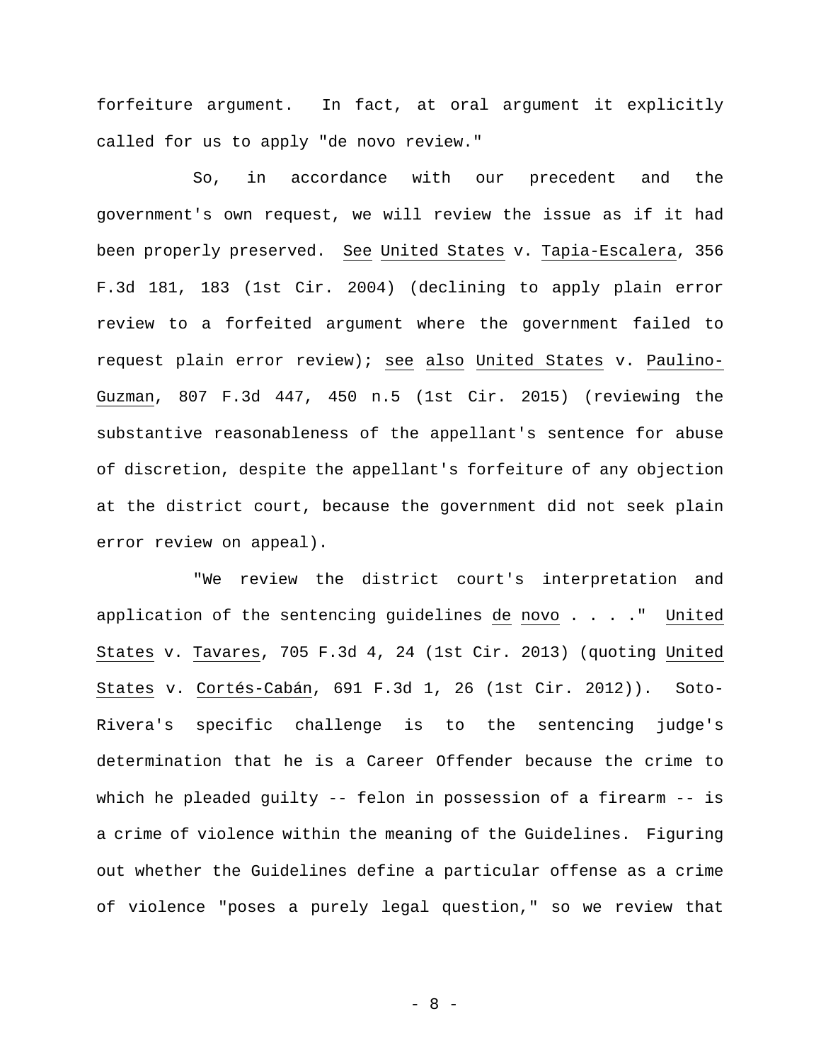forfeiture argument. In fact, at oral argument it explicitly called for us to apply "de novo review."

So, in accordance with our precedent and the government's own request, we will review the issue as if it had been properly preserved. _See_ _United States_ v. _Tapia-Escalera_, 356 F.3d 181, 183 (1st Cir. 2004) (declining to apply plain error review to a forfeited argument where the government failed to request plain error review); _see also_ _United States_ v. _Paulino-Guzman_, 807 F.3d 447, 450 n.5 (1st Cir. 2015) (reviewing the substantive reasonableness of the appellant's sentence for abuse of discretion, despite the appellant's forfeiture of any objection at the district court, because the government did not seek plain error review on appeal).

"We review the district court's interpretation and application of the sentencing guidelines _de novo_ . . . ." _United States_ v. _Tavares_, 705 F.3d 4, 24 (1st Cir. 2013) (quoting _United States_ v. _Cortés-Cabán_, 691 F.3d 1, 26 (1st Cir. 2012)). Soto-Rivera's specific challenge is to the sentencing judge's determination that he is a Career Offender because the crime to which he pleaded guilty -- felon in possession of a firearm -- is a crime of violence within the meaning of the Guidelines. Figuring out whether the Guidelines define a particular offense as a crime of violence "poses a purely legal question," so we review that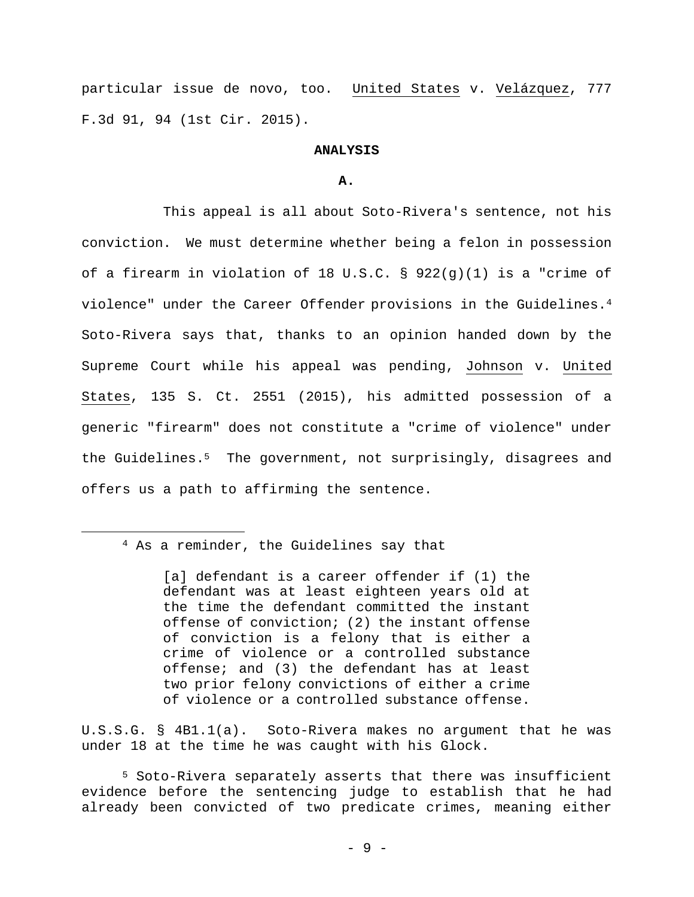particular issue de novo, too. United States v. Velázquez, 777 F.3d 91, 94 (1st Cir. 2015).

**ANALYSIS**

**A.**

This appeal is all about Soto-Rivera's sentence, not his conviction. We must determine whether being a felon in possession of a firearm in violation of 18 U.S.C. § 922(g)(1) is a "crime of violence" under the Career Offender provisions in the Guidelines.[4] Soto-Rivera says that, thanks to an opinion handed down by the Supreme Court while his appeal was pending, Johnson v. United States, 135 S. Ct. 2551 (2015), his admitted possession of a generic "firearm" does not constitute a "crime of violence" under the Guidelines.[5] The government, not surprisingly, disagrees and offers us a path to affirming the sentence.

---

[4] As a reminder, the Guidelines say that

> [a] defendant is a career offender if (1) the defendant was at least eighteen years old at the time the defendant committed the instant offense of conviction; (2) the instant offense of conviction is a felony that is either a crime of violence or a controlled substance offense; and (3) the defendant has at least two prior felony convictions of either a crime of violence or a controlled substance offense.

U.S.S.G. § 4B1.1(a). Soto-Rivera makes no argument that he was under 18 at the time he was caught with his Glock.

[5] Soto-Rivera separately asserts that there was insufficient evidence before the sentencing judge to establish that he had already been convicted of two predicate crimes, meaning either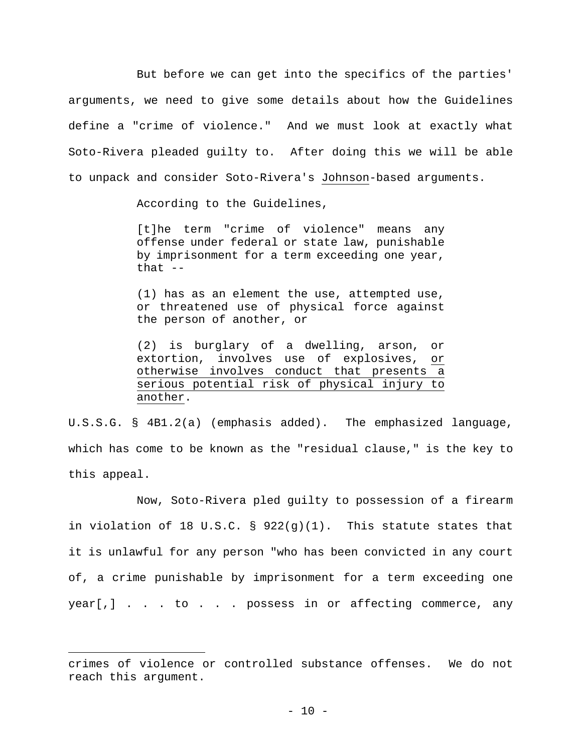But before we can get into the specifics of the parties' arguments, we need to give some details about how the Guidelines define a "crime of violence." And we must look at exactly what Soto-Rivera pleaded guilty to. After doing this we will be able to unpack and consider Soto-Rivera's Johnson-based arguments.

According to the Guidelines,

> [t]he term "crime of violence" means any offense under federal or state law, punishable by imprisonment for a term exceeding one year, that --
>
> (1) has as an element the use, attempted use, or threatened use of physical force against the person of another, or
>
> (2) is burglary of a dwelling, arson, or extortion, involves use of explosives, <u>or otherwise involves conduct that presents a serious potential risk of physical injury to another</u>.

U.S.S.G. § 4B1.2(a) (emphasis added). The emphasized language, which has come to be known as the "residual clause," is the key to this appeal.

Now, Soto-Rivera pled guilty to possession of a firearm in violation of 18 U.S.C. § 922(g)(1). This statute states that it is unlawful for any person "who has been convicted in any court of, a crime punishable by imprisonment for a term exceeding one year[,] . . . to . . . possess in or affecting commerce, any

---

crimes of violence or controlled substance offenses. We do not reach this argument.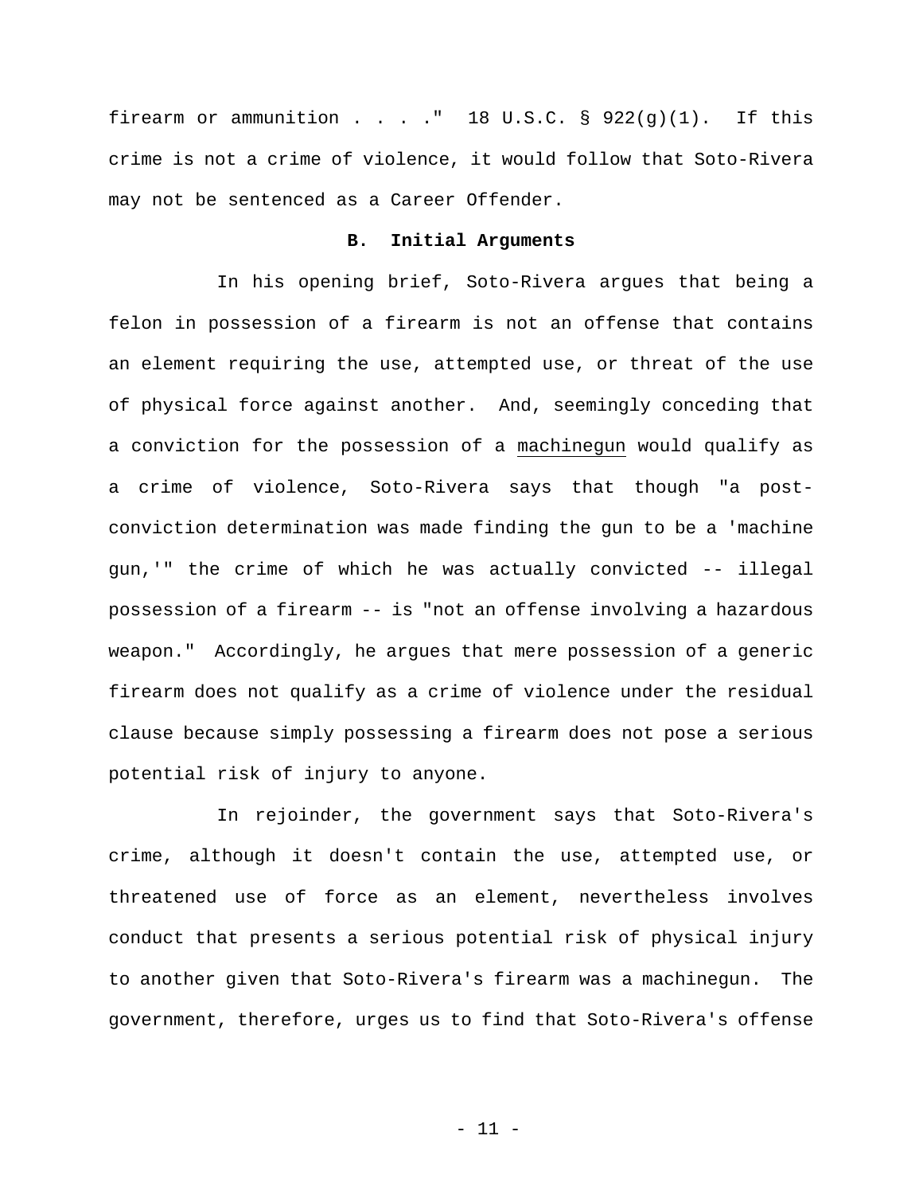firearm or ammunition . . . ." 18 U.S.C. § 922(g)(1). If this crime is not a crime of violence, it would follow that Soto-Rivera may not be sentenced as a Career Offender.

### B. Initial Arguments

In his opening brief, Soto-Rivera argues that being a felon in possession of a firearm is not an offense that contains an element requiring the use, attempted use, or threat of the use of physical force against another. And, seemingly conceding that a conviction for the possession of a machinegun would qualify as a crime of violence, Soto-Rivera says that though "a post-conviction determination was made finding the gun to be a 'machine gun,'" the crime of which he was actually convicted -- illegal possession of a firearm -- is "not an offense involving a hazardous weapon." Accordingly, he argues that mere possession of a generic firearm does not qualify as a crime of violence under the residual clause because simply possessing a firearm does not pose a serious potential risk of injury to anyone.

In rejoinder, the government says that Soto-Rivera's crime, although it doesn't contain the use, attempted use, or threatened use of force as an element, nevertheless involves conduct that presents a serious potential risk of physical injury to another given that Soto-Rivera's firearm was a machinegun. The government, therefore, urges us to find that Soto-Rivera's offense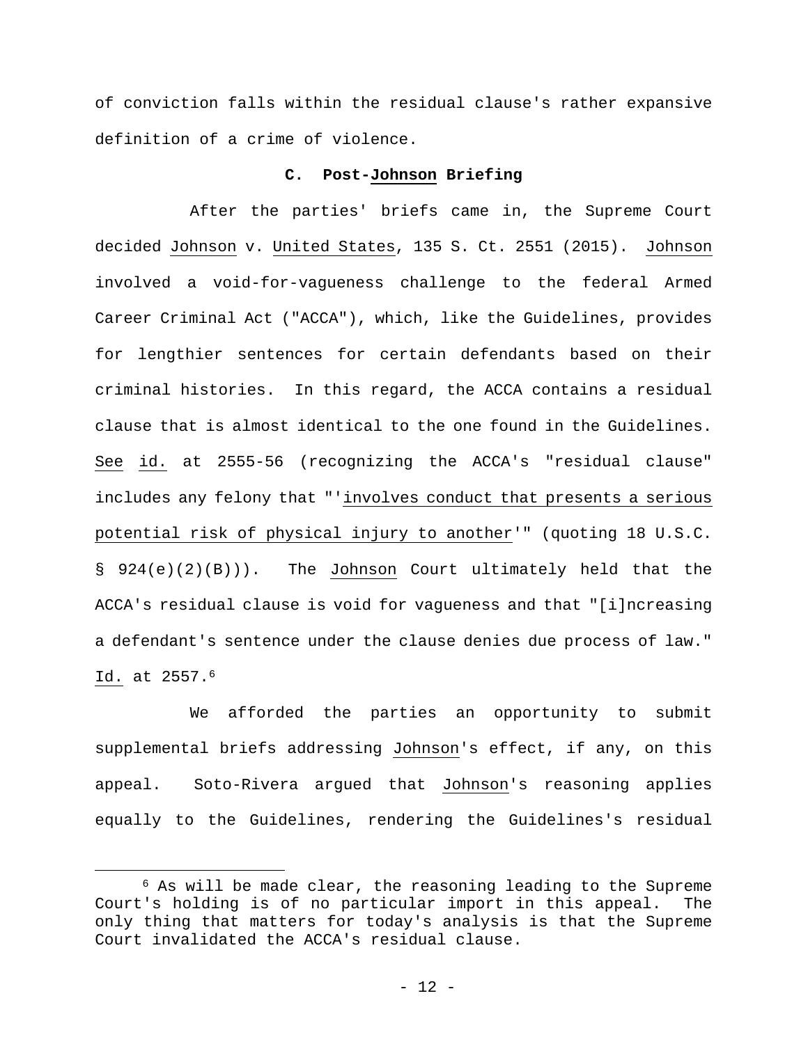of conviction falls within the residual clause's rather expansive definition of a crime of violence.

### C. Post-*Johnson* Briefing

After the parties' briefs came in, the Supreme Court decided *Johnson* v. *United States*, 135 S. Ct. 2551 (2015). *Johnson* involved a void-for-vagueness challenge to the federal Armed Career Criminal Act ("ACCA"), which, like the Guidelines, provides for lengthier sentences for certain defendants based on their criminal histories. In this regard, the ACCA contains a residual clause that is almost identical to the one found in the Guidelines. *See* *id.* at 2555-56 (recognizing the ACCA's "residual clause" includes any felony that "'involves conduct that presents a serious potential risk of physical injury to another'" (quoting 18 U.S.C. § 924(e)(2)(B))). The *Johnson* Court ultimately held that the ACCA's residual clause is void for vagueness and that "[i]ncreasing a defendant's sentence under the clause denies due process of law." *Id.* at 2557.[6]

We afforded the parties an opportunity to submit supplemental briefs addressing *Johnson*'s effect, if any, on this appeal. Soto-Rivera argued that *Johnson*'s reasoning applies equally to the Guidelines, rendering the Guidelines's residual

---

[6] As will be made clear, the reasoning leading to the Supreme Court's holding is of no particular import in this appeal. The only thing that matters for today's analysis is that the Supreme Court invalidated the ACCA's residual clause.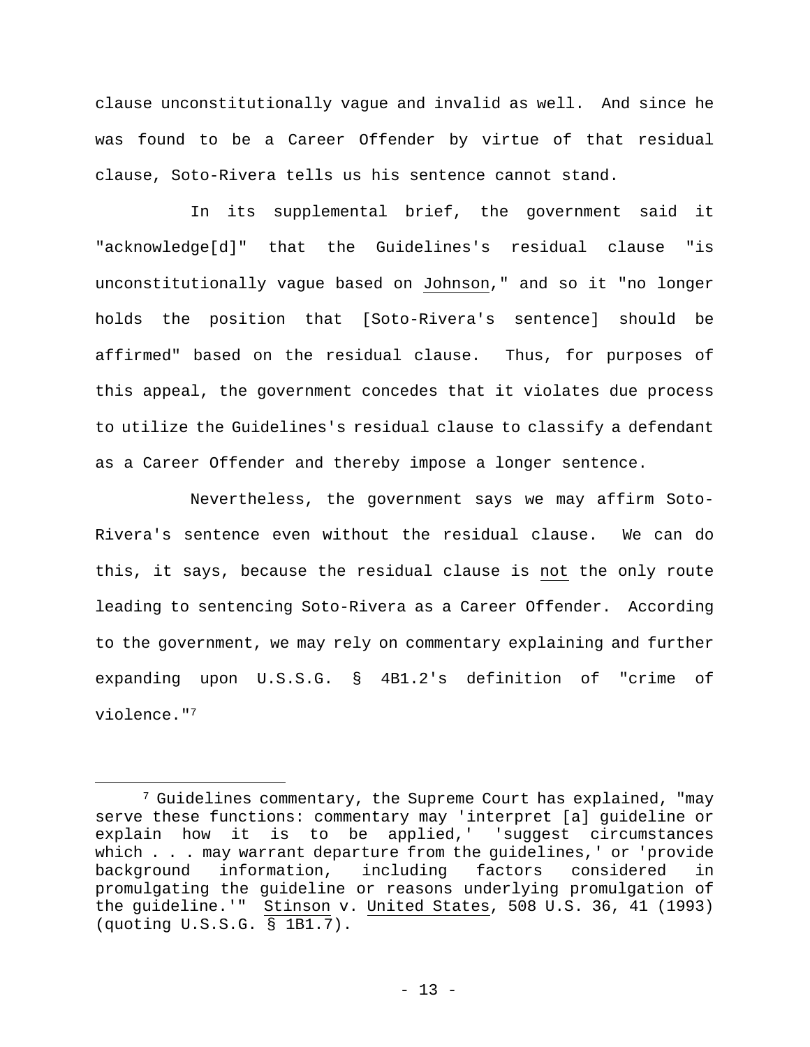clause unconstitutionally vague and invalid as well. And since he was found to be a Career Offender by virtue of that residual clause, Soto-Rivera tells us his sentence cannot stand.

In its supplemental brief, the government said it "acknowledge[d]" that the Guidelines's residual clause "is unconstitutionally vague based on Johnson," and so it "no longer holds the position that [Soto-Rivera's sentence] should be affirmed" based on the residual clause. Thus, for purposes of this appeal, the government concedes that it violates due process to utilize the Guidelines's residual clause to classify a defendant as a Career Offender and thereby impose a longer sentence.

Nevertheless, the government says we may affirm Soto-Rivera's sentence even without the residual clause. We can do this, it says, because the residual clause is not the only route leading to sentencing Soto-Rivera as a Career Offender. According to the government, we may rely on commentary explaining and further expanding upon U.S.S.G. § 4B1.2's definition of "crime of violence."[7]

---

[7] Guidelines commentary, the Supreme Court has explained, "may serve these functions: commentary may 'interpret [a] guideline or explain how it is to be applied,' 'suggest circumstances which . . . may warrant departure from the guidelines,' or 'provide background information, including factors considered in promulgating the guideline or reasons underlying promulgation of the guideline.'" Stinson v. United States, 508 U.S. 36, 41 (1993) (quoting U.S.S.G. § 1B1.7).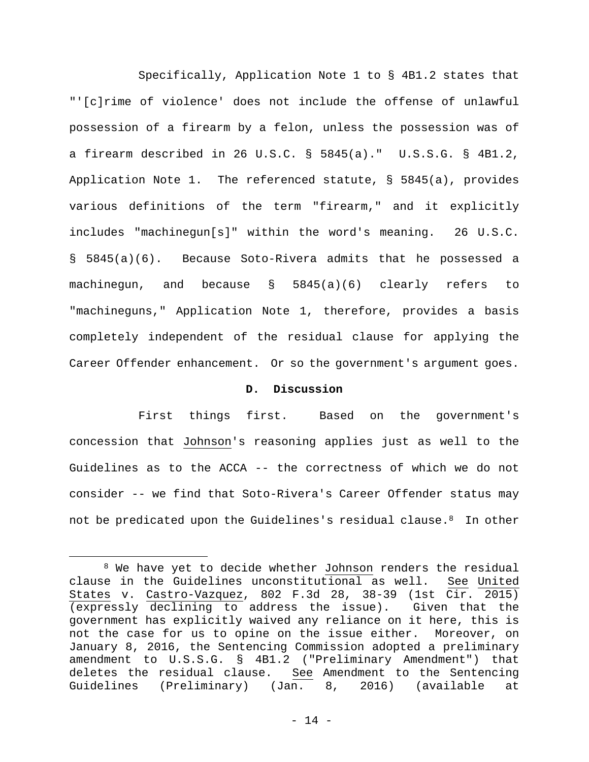Specifically, Application Note 1 to § 4B1.2 states that "'[c]rime of violence' does not include the offense of unlawful possession of a firearm by a felon, unless the possession was of a firearm described in 26 U.S.C. § 5845(a)." U.S.S.G. § 4B1.2, Application Note 1. The referenced statute, § 5845(a), provides various definitions of the term "firearm," and it explicitly includes "machinegun[s]" within the word's meaning. 26 U.S.C. § 5845(a)(6). Because Soto-Rivera admits that he possessed a machinegun, and because § 5845(a)(6) clearly refers to "machineguns," Application Note 1, therefore, provides a basis completely independent of the residual clause for applying the Career Offender enhancement. Or so the government's argument goes.

**D. Discussion**

First things first. Based on the government's concession that Johnson's reasoning applies just as well to the Guidelines as to the ACCA -- the correctness of which we do not consider -- we find that Soto-Rivera's Career Offender status may not be predicated upon the Guidelines's residual clause.[8] In other

---

[8] We have yet to decide whether Johnson renders the residual clause in the Guidelines unconstitutional as well. See United States v. Castro-Vazquez, 802 F.3d 28, 38-39 (1st Cir. 2015) (expressly declining to address the issue). Given that the government has explicitly waived any reliance on it here, this is not the case for us to opine on the issue either. Moreover, on January 8, 2016, the Sentencing Commission adopted a preliminary amendment to U.S.S.G. § 4B1.2 ("Preliminary Amendment") that deletes the residual clause. See Amendment to the Sentencing Guidelines (Preliminary) (Jan. 8, 2016) (available at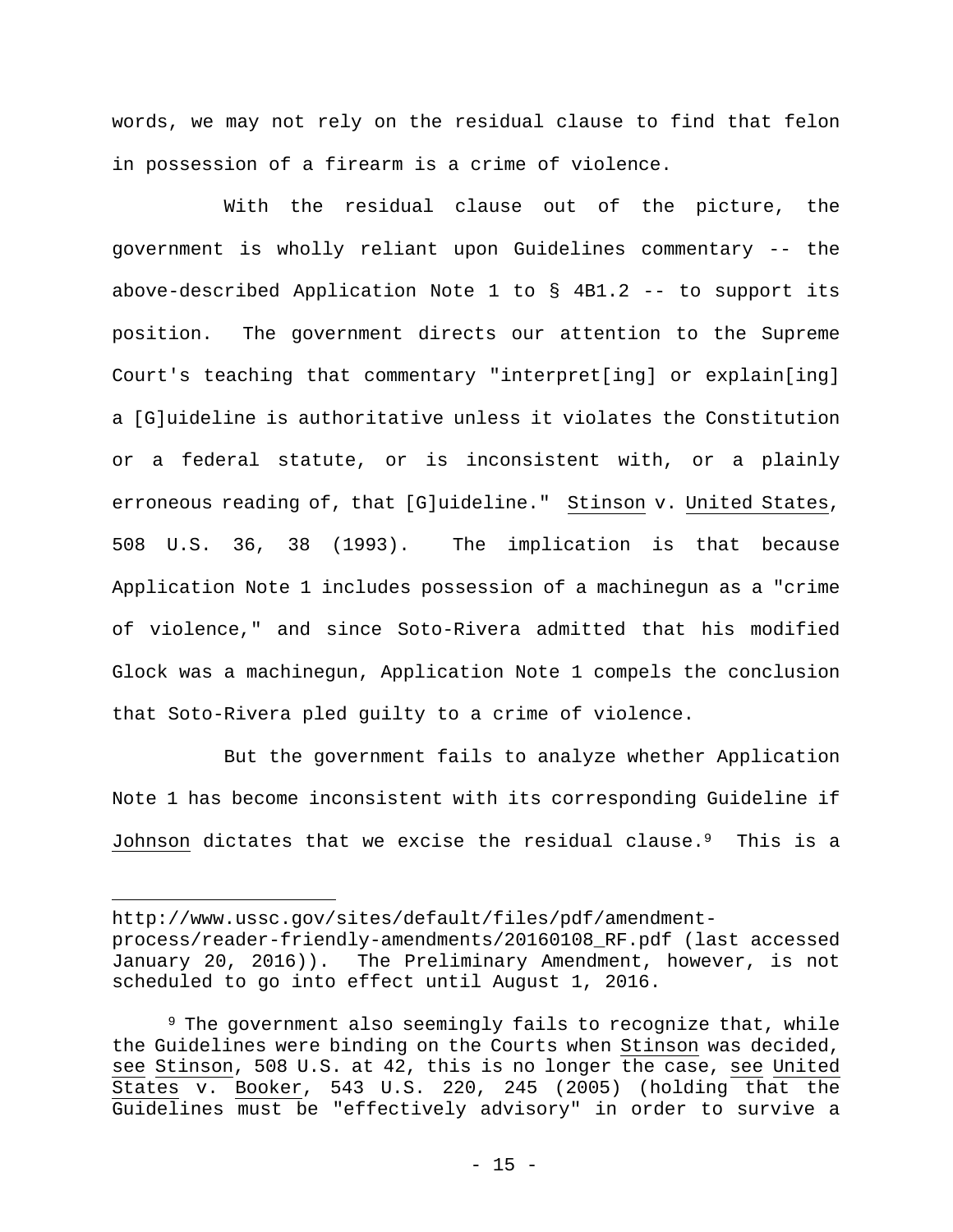words, we may not rely on the residual clause to find that felon in possession of a firearm is a crime of violence.

With the residual clause out of the picture, the government is wholly reliant upon Guidelines commentary -- the above-described Application Note 1 to § 4B1.2 -- to support its position. The government directs our attention to the Supreme Court's teaching that commentary "interpret[ing] or explain[ing] a [G]uideline is authoritative unless it violates the Constitution or a federal statute, or is inconsistent with, or a plainly erroneous reading of, that [G]uideline." Stinson v. United States, 508 U.S. 36, 38 (1993). The implication is that because Application Note 1 includes possession of a machinegun as a "crime of violence," and since Soto-Rivera admitted that his modified Glock was a machinegun, Application Note 1 compels the conclusion that Soto-Rivera pled guilty to a crime of violence.

But the government fails to analyze whether Application Note 1 has become inconsistent with its corresponding Guideline if Johnson dictates that we excise the residual clause.[9] This is a

---

http://www.ussc.gov/sites/default/files/pdf/amendment-process/reader-friendly-amendments/20160108_RF.pdf (last accessed January 20, 2016)). The Preliminary Amendment, however, is not scheduled to go into effect until August 1, 2016.

[9] The government also seemingly fails to recognize that, while the Guidelines were binding on the Courts when Stinson was decided, see Stinson, 508 U.S. at 42, this is no longer the case, see United States v. Booker, 543 U.S. 220, 245 (2005) (holding that the Guidelines must be "effectively advisory" in order to survive a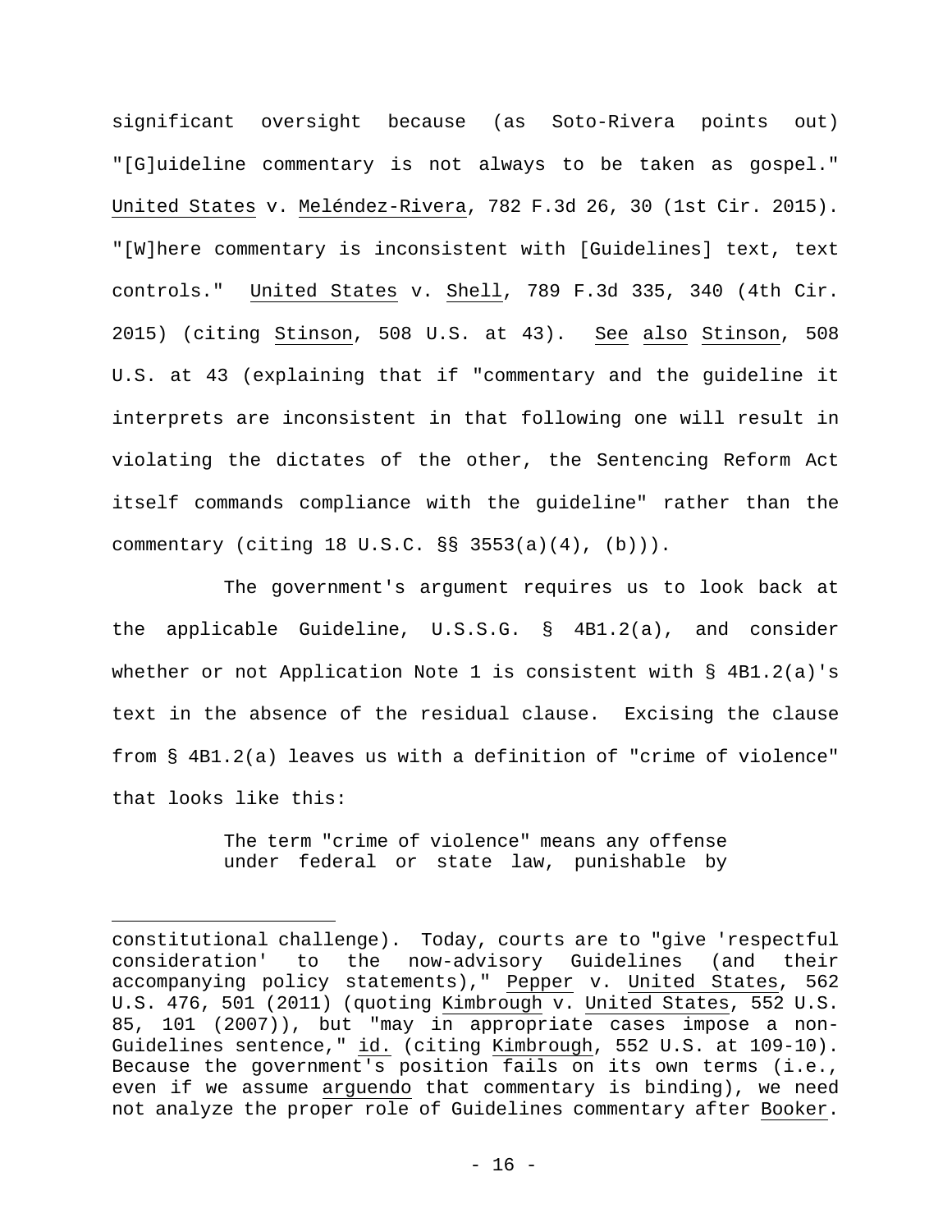significant oversight because (as Soto-Rivera points out) "[G]uideline commentary is not always to be taken as gospel." United States v. Meléndez-Rivera, 782 F.3d 26, 30 (1st Cir. 2015). "[W]here commentary is inconsistent with [Guidelines] text, text controls." United States v. Shell, 789 F.3d 335, 340 (4th Cir. 2015) (citing Stinson, 508 U.S. at 43). See also Stinson, 508 U.S. at 43 (explaining that if "commentary and the guideline it interprets are inconsistent in that following one will result in violating the dictates of the other, the Sentencing Reform Act itself commands compliance with the guideline" rather than the commentary (citing 18 U.S.C. §§ 3553(a)(4), (b))).

The government's argument requires us to look back at the applicable Guideline, U.S.S.G. § 4B1.2(a), and consider whether or not Application Note 1 is consistent with § 4B1.2(a)'s text in the absence of the residual clause. Excising the clause from § 4B1.2(a) leaves us with a definition of "crime of violence" that looks like this:

> The term "crime of violence" means any offense under federal or state law, punishable by

---

constitutional challenge). Today, courts are to "give 'respectful consideration' to the now-advisory Guidelines (and their accompanying policy statements)," Pepper v. United States, 562 U.S. 476, 501 (2011) (quoting Kimbrough v. United States, 552 U.S. 85, 101 (2007)), but "may in appropriate cases impose a non-Guidelines sentence," id. (citing Kimbrough, 552 U.S. at 109-10). Because the government's position fails on its own terms (i.e., even if we assume arguendo that commentary is binding), we need not analyze the proper role of Guidelines commentary after Booker.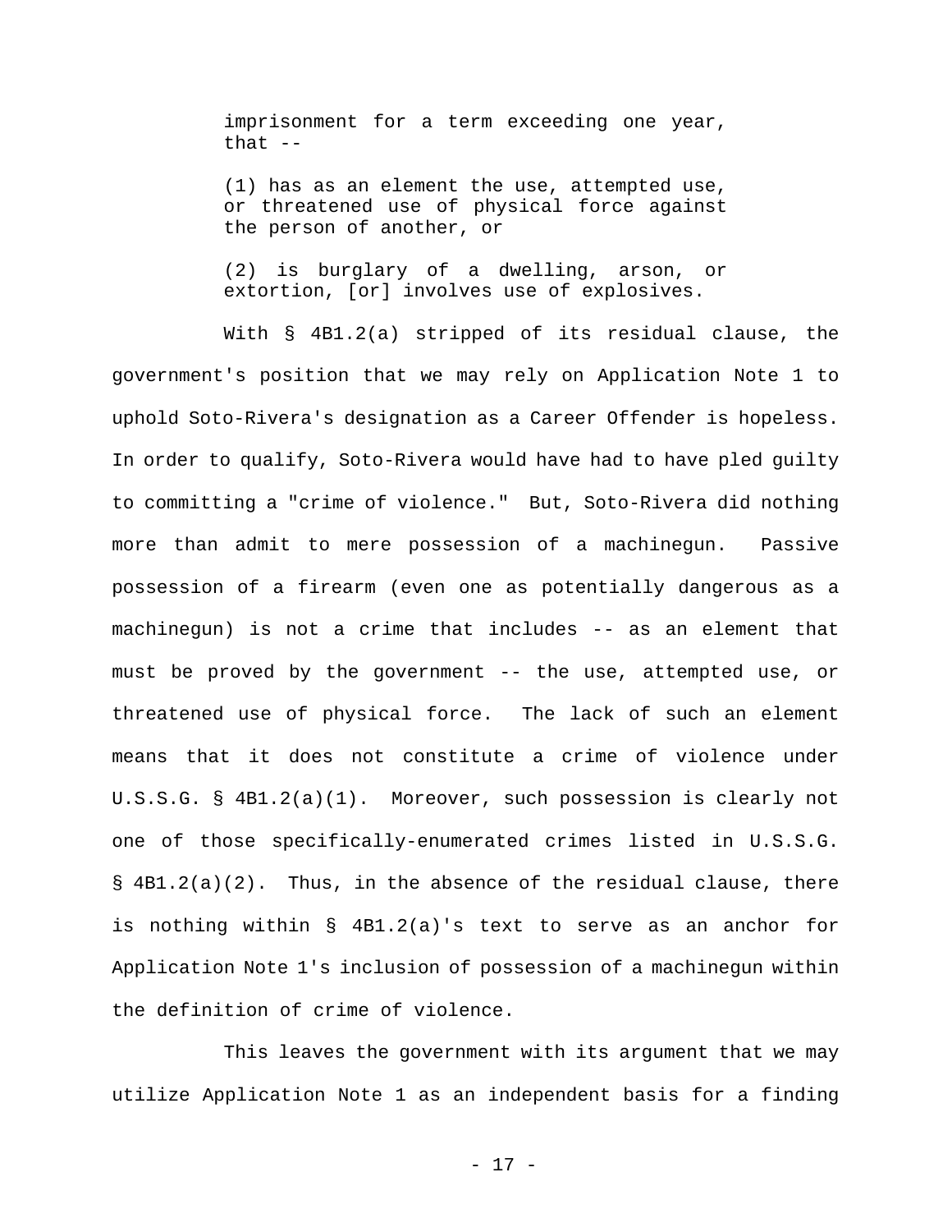> imprisonment for a term exceeding one year, that --
>
> (1) has as an element the use, attempted use, or threatened use of physical force against the person of another, or
>
> (2) is burglary of a dwelling, arson, or extortion, [or] involves use of explosives.

With § 4B1.2(a) stripped of its residual clause, the government's position that we may rely on Application Note 1 to uphold Soto-Rivera's designation as a Career Offender is hopeless. In order to qualify, Soto-Rivera would have had to have pled guilty to committing a "crime of violence." But, Soto-Rivera did nothing more than admit to mere possession of a machinegun. Passive possession of a firearm (even one as potentially dangerous as a machinegun) is not a crime that includes -- as an element that must be proved by the government -- the use, attempted use, or threatened use of physical force. The lack of such an element means that it does not constitute a crime of violence under U.S.S.G. § 4B1.2(a)(1). Moreover, such possession is clearly not one of those specifically-enumerated crimes listed in U.S.S.G. § 4B1.2(a)(2). Thus, in the absence of the residual clause, there is nothing within § 4B1.2(a)'s text to serve as an anchor for Application Note 1's inclusion of possession of a machinegun within the definition of crime of violence.

This leaves the government with its argument that we may utilize Application Note 1 as an independent basis for a finding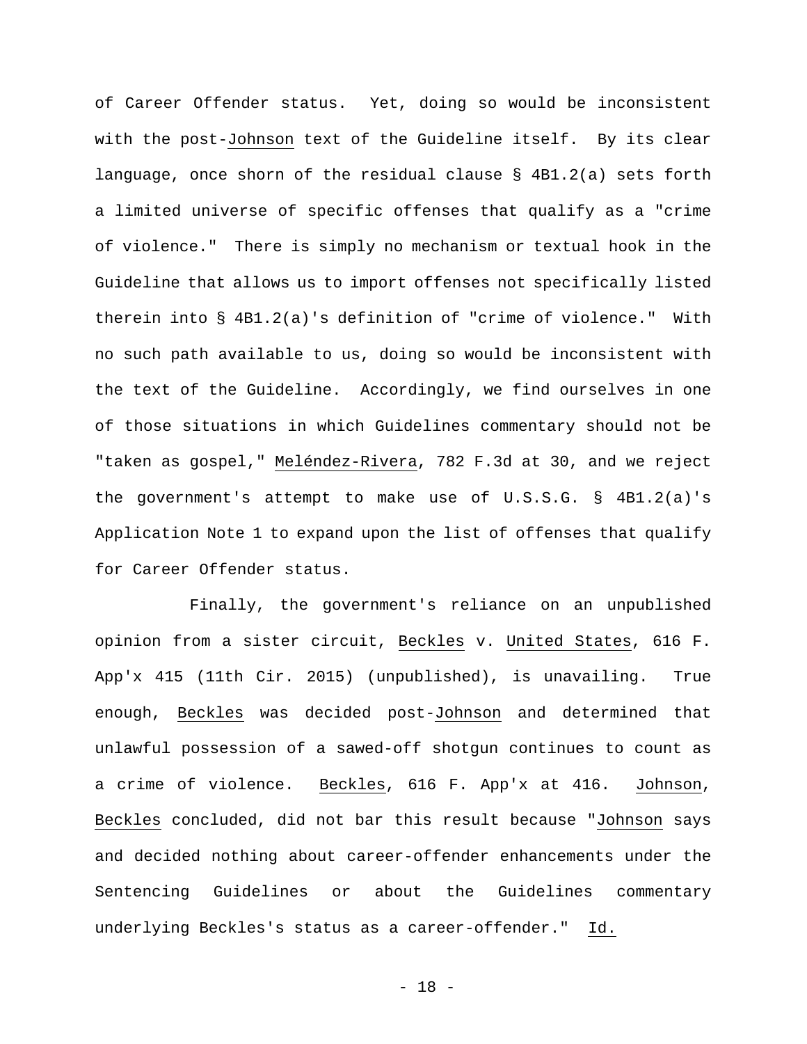of Career Offender status. Yet, doing so would be inconsistent with the post-*Johnson* text of the Guideline itself. By its clear language, once shorn of the residual clause § 4B1.2(a) sets forth a limited universe of specific offenses that qualify as a "crime of violence." There is simply no mechanism or textual hook in the Guideline that allows us to import offenses not specifically listed therein into § 4B1.2(a)'s definition of "crime of violence." With no such path available to us, doing so would be inconsistent with the text of the Guideline. Accordingly, we find ourselves in one of those situations in which Guidelines commentary should not be "taken as gospel," *Meléndez-Rivera*, 782 F.3d at 30, and we reject the government's attempt to make use of U.S.S.G. § 4B1.2(a)'s Application Note 1 to expand upon the list of offenses that qualify for Career Offender status.

Finally, the government's reliance on an unpublished opinion from a sister circuit, *Beckles* v. *United States*, 616 F. App'x 415 (11th Cir. 2015) (unpublished), is unavailing. True enough, *Beckles* was decided post-*Johnson* and determined that unlawful possession of a sawed-off shotgun continues to count as a crime of violence. *Beckles*, 616 F. App'x at 416. *Johnson*, *Beckles* concluded, did not bar this result because "*Johnson* says and decided nothing about career-offender enhancements under the Sentencing Guidelines or about the Guidelines commentary underlying Beckles's status as a career-offender." *Id.*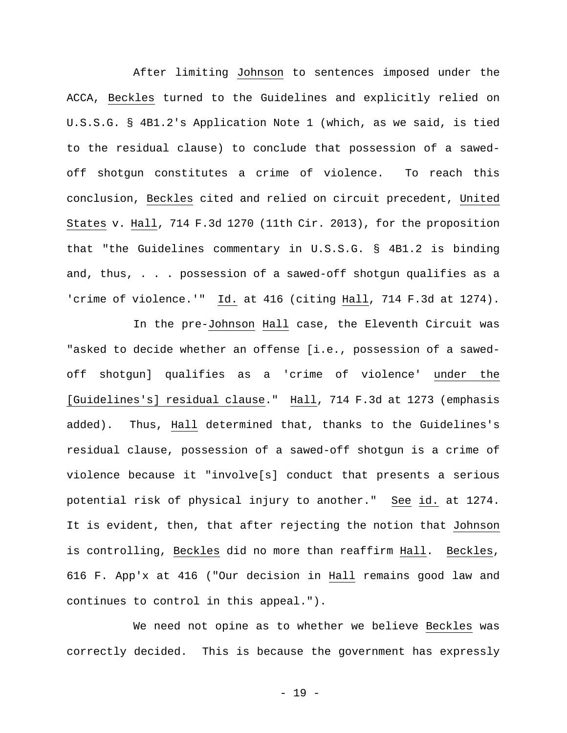After limiting Johnson to sentences imposed under the ACCA, Beckles turned to the Guidelines and explicitly relied on U.S.S.G. § 4B1.2's Application Note 1 (which, as we said, is tied to the residual clause) to conclude that possession of a sawed-off shotgun constitutes a crime of violence. To reach this conclusion, Beckles cited and relied on circuit precedent, United States v. Hall, 714 F.3d 1270 (11th Cir. 2013), for the proposition that "the Guidelines commentary in U.S.S.G. § 4B1.2 is binding and, thus, . . . possession of a sawed-off shotgun qualifies as a 'crime of violence.'" Id. at 416 (citing Hall, 714 F.3d at 1274).

In the pre-Johnson Hall case, the Eleventh Circuit was "asked to decide whether an offense [i.e., possession of a sawed-off shotgun] qualifies as a 'crime of violence' under the [Guidelines's] residual clause." Hall, 714 F.3d at 1273 (emphasis added). Thus, Hall determined that, thanks to the Guidelines's residual clause, possession of a sawed-off shotgun is a crime of violence because it "involve[s] conduct that presents a serious potential risk of physical injury to another." See id. at 1274. It is evident, then, that after rejecting the notion that Johnson is controlling, Beckles did no more than reaffirm Hall. Beckles, 616 F. App'x at 416 ("Our decision in Hall remains good law and continues to control in this appeal.").

We need not opine as to whether we believe Beckles was correctly decided. This is because the government has expressly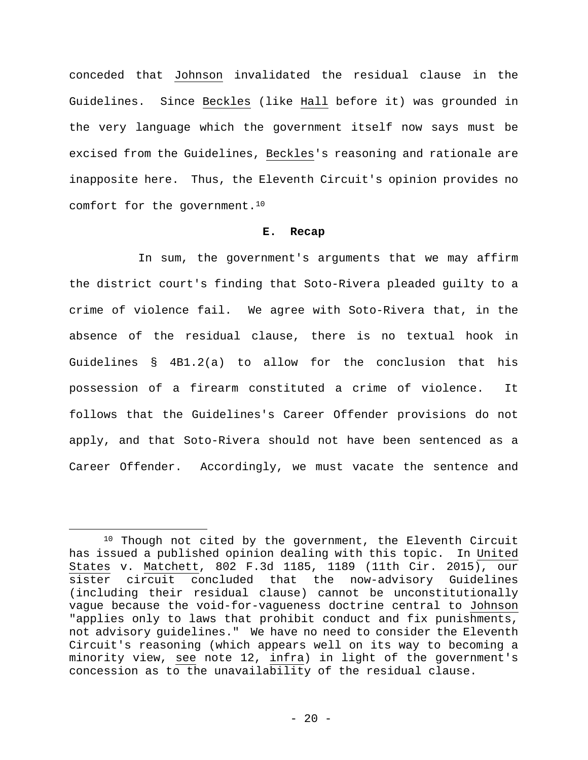conceded that Johnson invalidated the residual clause in the Guidelines. Since Beckles (like Hall before it) was grounded in the very language which the government itself now says must be excised from the Guidelines, Beckles's reasoning and rationale are inapposite here. Thus, the Eleventh Circuit's opinion provides no comfort for the government.[10]

**E. Recap**

In sum, the government's arguments that we may affirm the district court's finding that Soto-Rivera pleaded guilty to a crime of violence fail. We agree with Soto-Rivera that, in the absence of the residual clause, there is no textual hook in Guidelines § 4B1.2(a) to allow for the conclusion that his possession of a firearm constituted a crime of violence. It follows that the Guidelines's Career Offender provisions do not apply, and that Soto-Rivera should not have been sentenced as a Career Offender. Accordingly, we must vacate the sentence and

---

[10] Though not cited by the government, the Eleventh Circuit has issued a published opinion dealing with this topic. In United States v. Matchett, 802 F.3d 1185, 1189 (11th Cir. 2015), our sister circuit concluded that the now-advisory Guidelines (including their residual clause) cannot be unconstitutionally vague because the void-for-vagueness doctrine central to Johnson "applies only to laws that prohibit conduct and fix punishments, not advisory guidelines." We have no need to consider the Eleventh Circuit's reasoning (which appears well on its way to becoming a minority view, see note 12, infra) in light of the government's concession as to the unavailability of the residual clause.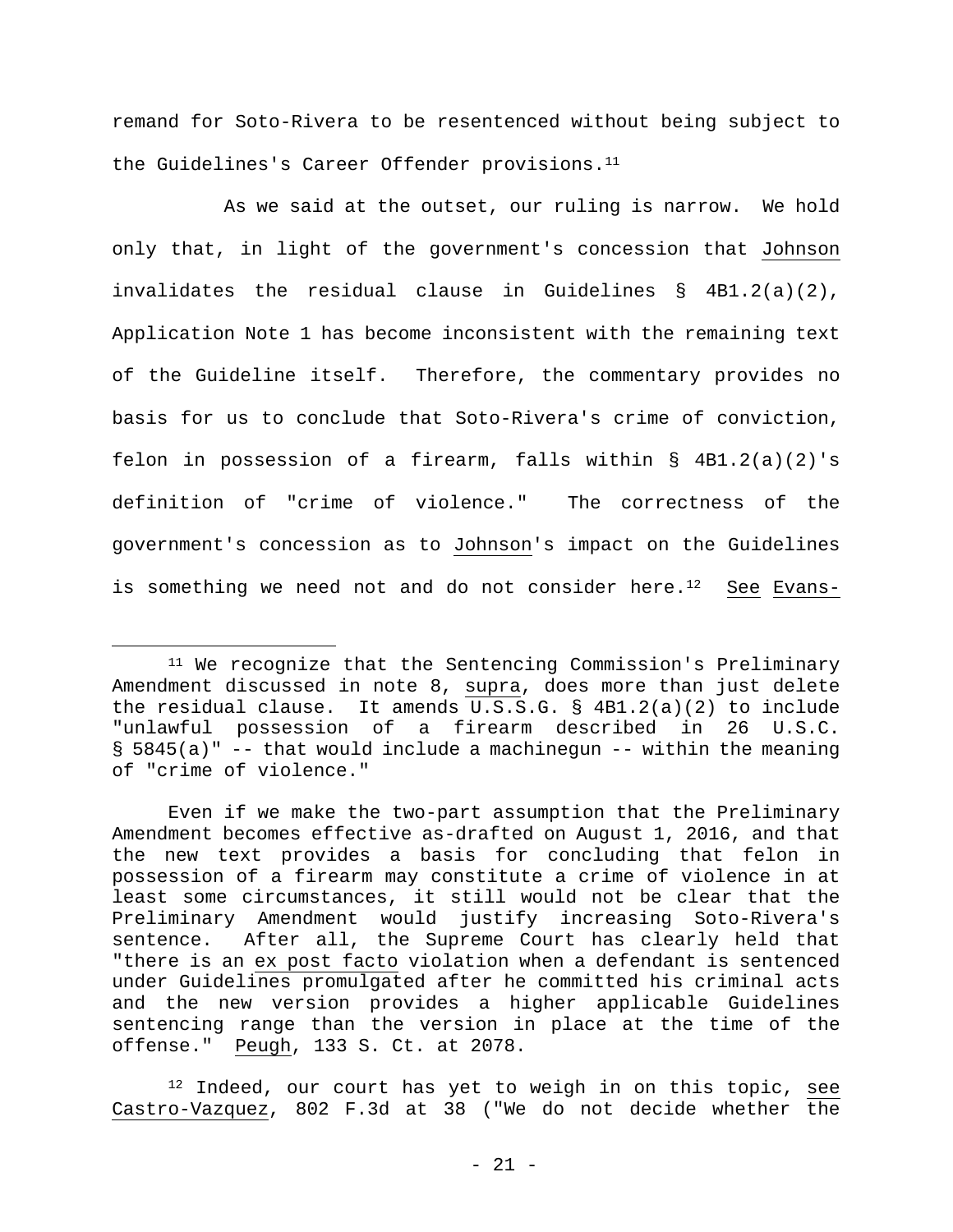remand for Soto-Rivera to be resentenced without being subject to the Guidelines's Career Offender provisions.[11]

As we said at the outset, our ruling is narrow. We hold only that, in light of the government's concession that Johnson invalidates the residual clause in Guidelines § 4B1.2(a)(2), Application Note 1 has become inconsistent with the remaining text of the Guideline itself. Therefore, the commentary provides no basis for us to conclude that Soto-Rivera's crime of conviction, felon in possession of a firearm, falls within § 4B1.2(a)(2)'s definition of "crime of violence." The correctness of the government's concession as to Johnson's impact on the Guidelines is something we need not and do not consider here.[12] See Evans-

---

[11] We recognize that the Sentencing Commission's Preliminary Amendment discussed in note 8, supra, does more than just delete the residual clause. It amends U.S.S.G. § 4B1.2(a)(2) to include "unlawful possession of a firearm described in 26 U.S.C. § 5845(a)" -- that would include a machinegun -- within the meaning of "crime of violence."

Even if we make the two-part assumption that the Preliminary Amendment becomes effective as-drafted on August 1, 2016, and that the new text provides a basis for concluding that felon in possession of a firearm may constitute a crime of violence in at least some circumstances, it still would not be clear that the Preliminary Amendment would justify increasing Soto-Rivera's sentence. After all, the Supreme Court has clearly held that "there is an ex post facto violation when a defendant is sentenced under Guidelines promulgated after he committed his criminal acts and the new version provides a higher applicable Guidelines sentencing range than the version in place at the time of the offense." Peugh, 133 S. Ct. at 2078.

[12] Indeed, our court has yet to weigh in on this topic, see Castro-Vazquez, 802 F.3d at 38 ("We do not decide whether the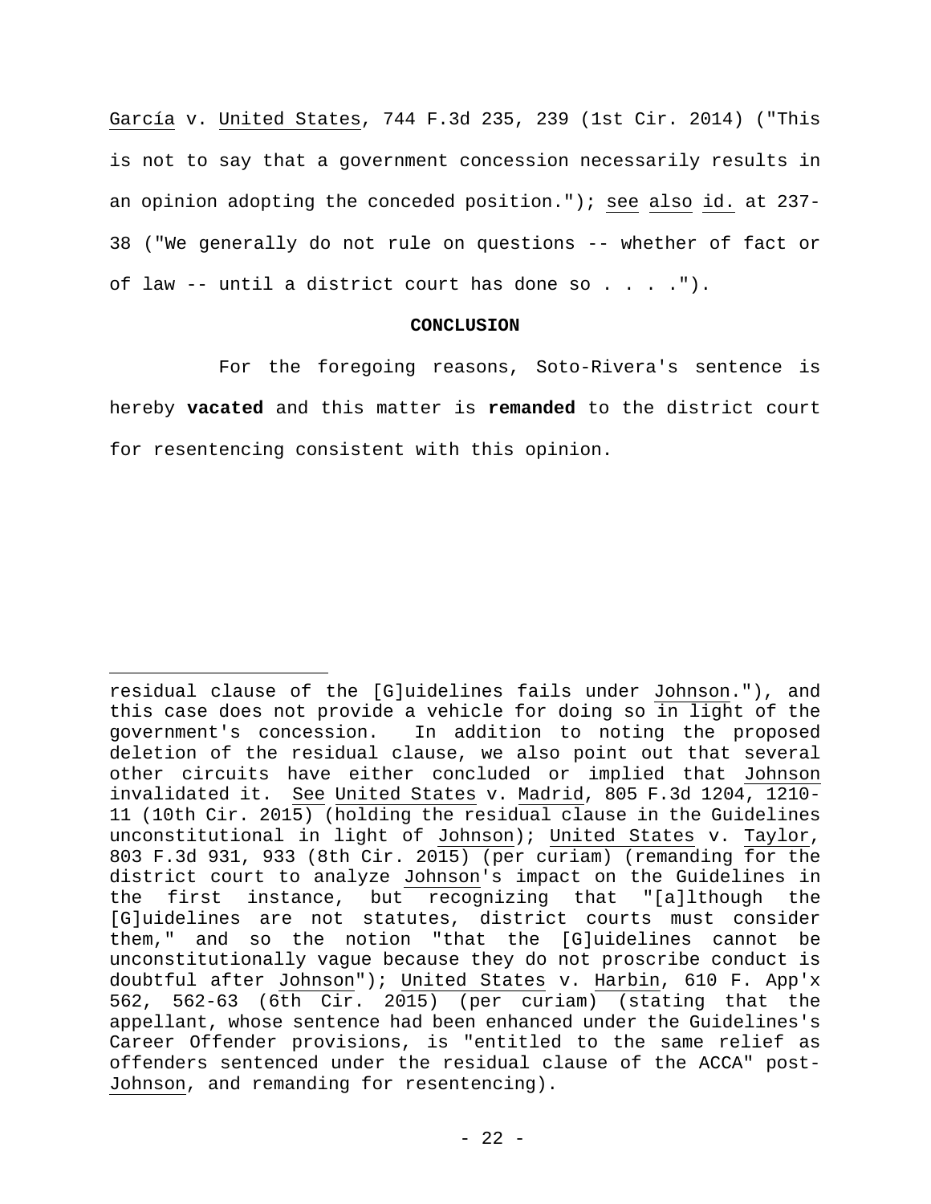García v. United States, 744 F.3d 235, 239 (1st Cir. 2014) ("This is not to say that a government concession necessarily results in an opinion adopting the conceded position."); see also id. at 237-38 ("We generally do not rule on questions -- whether of fact or of law -- until a district court has done so . . . .").

**CONCLUSION**

For the foregoing reasons, Soto-Rivera's sentence is hereby **vacated** and this matter is **remanded** to the district court for resentencing consistent with this opinion.

---

residual clause of the [G]uidelines fails under Johnson."), and this case does not provide a vehicle for doing so in light of the government's concession. In addition to noting the proposed deletion of the residual clause, we also point out that several other circuits have either concluded or implied that Johnson invalidated it. See United States v. Madrid, 805 F.3d 1204, 1210-11 (10th Cir. 2015) (holding the residual clause in the Guidelines unconstitutional in light of Johnson); United States v. Taylor, 803 F.3d 931, 933 (8th Cir. 2015) (per curiam) (remanding for the district court to analyze Johnson's impact on the Guidelines in the first instance, but recognizing that "[a]lthough the [G]uidelines are not statutes, district courts must consider them," and so the notion "that the [G]uidelines cannot be unconstitutionally vague because they do not proscribe conduct is doubtful after Johnson"); United States v. Harbin, 610 F. App'x 562, 562-63 (6th Cir. 2015) (per curiam) (stating that the appellant, whose sentence had been enhanced under the Guidelines's Career Offender provisions, is "entitled to the same relief as offenders sentenced under the residual clause of the ACCA" post-Johnson, and remanding for resentencing).